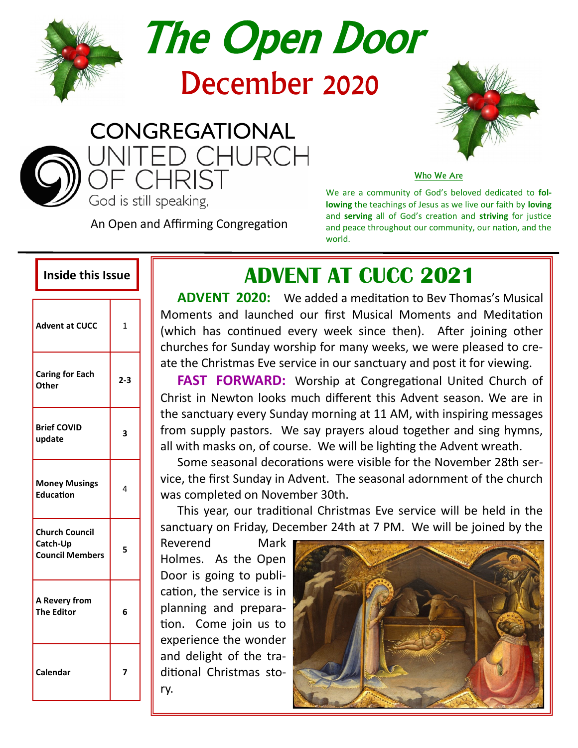# The Open Door

## December 2020

CONGREGATIONAL UNITED CHURCH OF CHRIST

God is still speaking,

An Open and Affirming Congregation

**Who We Are**

We are a community of God's beloved dedicated to **following** the teachings of Jesus as we live our faith by **loving** and **serving** all of God's creation and **striving** for justice and peace throughout our community, our nation, and the world.

**Inside this Issue**

| | |
|---|---|
| Advent at CUCC | 1 |
| Caring for Each Other | 2-3 |
| Brief COVID update | 3 |
| Money Musings Education | 4 |
| Church Council Catch-Up Council Members | 5 |
| A Revery from The Editor | 6 |
| Calendar | 7 |

## ADVENT AT CUCC 2021

**ADVENT 2020:** We added a meditation to Bev Thomas's Musical Moments and launched our first Musical Moments and Meditation (which has continued every week since then). After joining other churches for Sunday worship for many weeks, we were pleased to create the Christmas Eve service in our sanctuary and post it for viewing.

**FAST FORWARD:** Worship at Congregational United Church of Christ in Newton looks much different this Advent season. We are in the sanctuary every Sunday morning at 11 AM, with inspiring messages from supply pastors. We say prayers aloud together and sing hymns, all with masks on, of course. We will be lighting the Advent wreath.

Some seasonal decorations were visible for the November 28th service, the first Sunday in Advent. The seasonal adornment of the church was completed on November 30th.

This year, our traditional Christmas Eve service will be held in the sanctuary on Friday, December 24th at 7 PM. We will be joined by the Reverend Mark Holmes. As the Open Door is going to publication, the service is in planning and preparation. Come join us to experience the wonder and delight of the traditional Christmas story.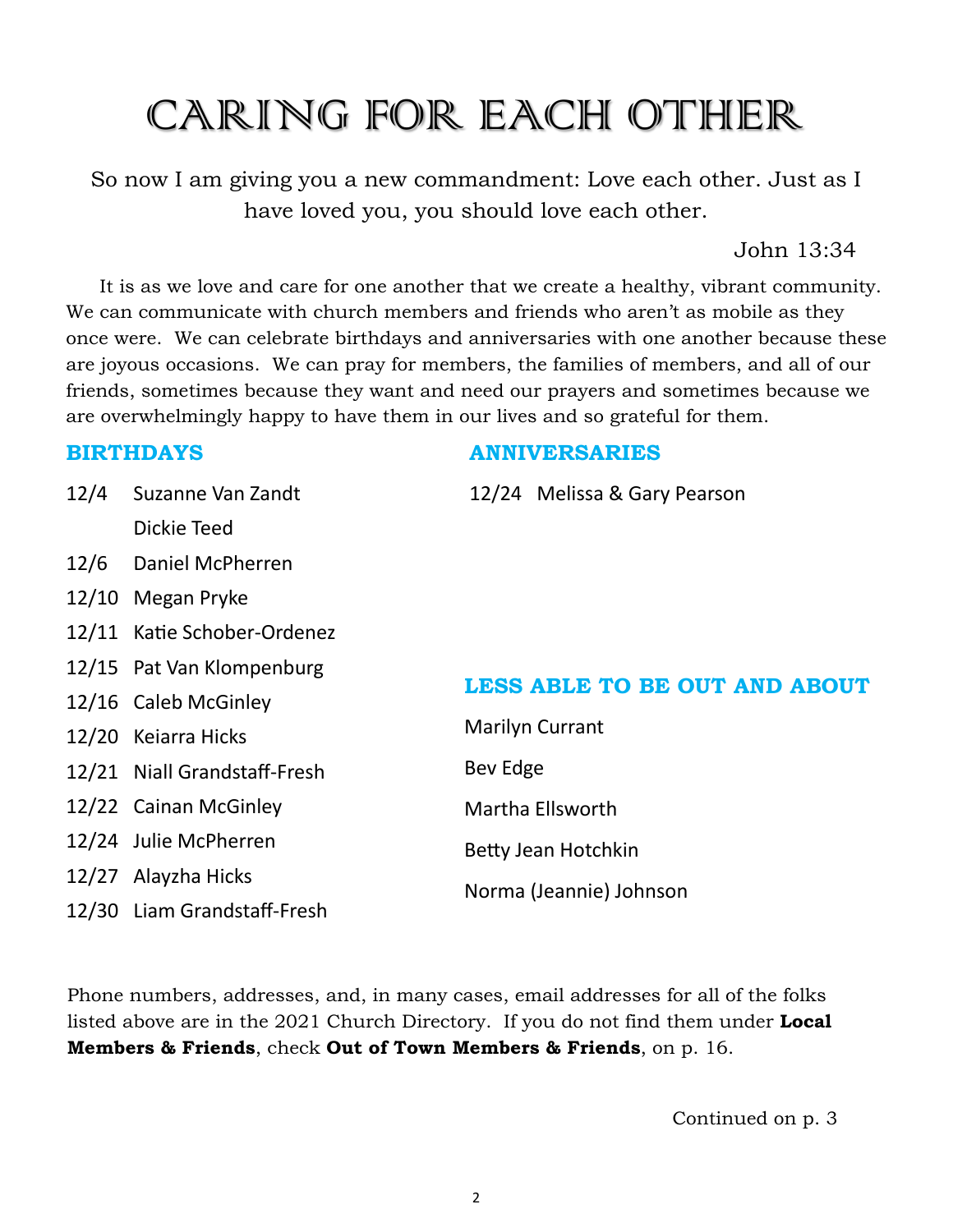# Caring for Each Other

So now I am giving you a new commandment: Love each other. Just as I have loved you, you should love each other.

John 13:34

It is as we love and care for one another that we create a healthy, vibrant community. We can communicate with church members and friends who aren't as mobile as they once were. We can celebrate birthdays and anniversaries with one another because these are joyous occasions. We can pray for members, the families of members, and all of our friends, sometimes because they want and need our prayers and sometimes because we are overwhelmingly happy to have them in our lives and so grateful for them.

## BIRTHDAYS

12/4 Suzanne Van Zandt
Dickie Teed
12/6 Daniel McPherren
12/10 Megan Pryke
12/11 Katie Schober-Ordenez
12/15 Pat Van Klompenburg
12/16 Caleb McGinley
12/20 Keiarra Hicks
12/21 Niall Grandstaff-Fresh
12/22 Cainan McGinley
12/24 Julie McPherren
12/27 Alayzha Hicks
12/30 Liam Grandstaff-Fresh

## ANNIVERSARIES

12/24 Melissa & Gary Pearson

## LESS ABLE TO BE OUT AND ABOUT

Marilyn Currant

Bev Edge

Martha Ellsworth

Betty Jean Hotchkin

Norma (Jeannie) Johnson

Phone numbers, addresses, and, in many cases, email addresses for all of the folks listed above are in the 2021 Church Directory. If you do not find them under **Local Members & Friends**, check **Out of Town Members & Friends**, on p. 16.

Continued on p. 3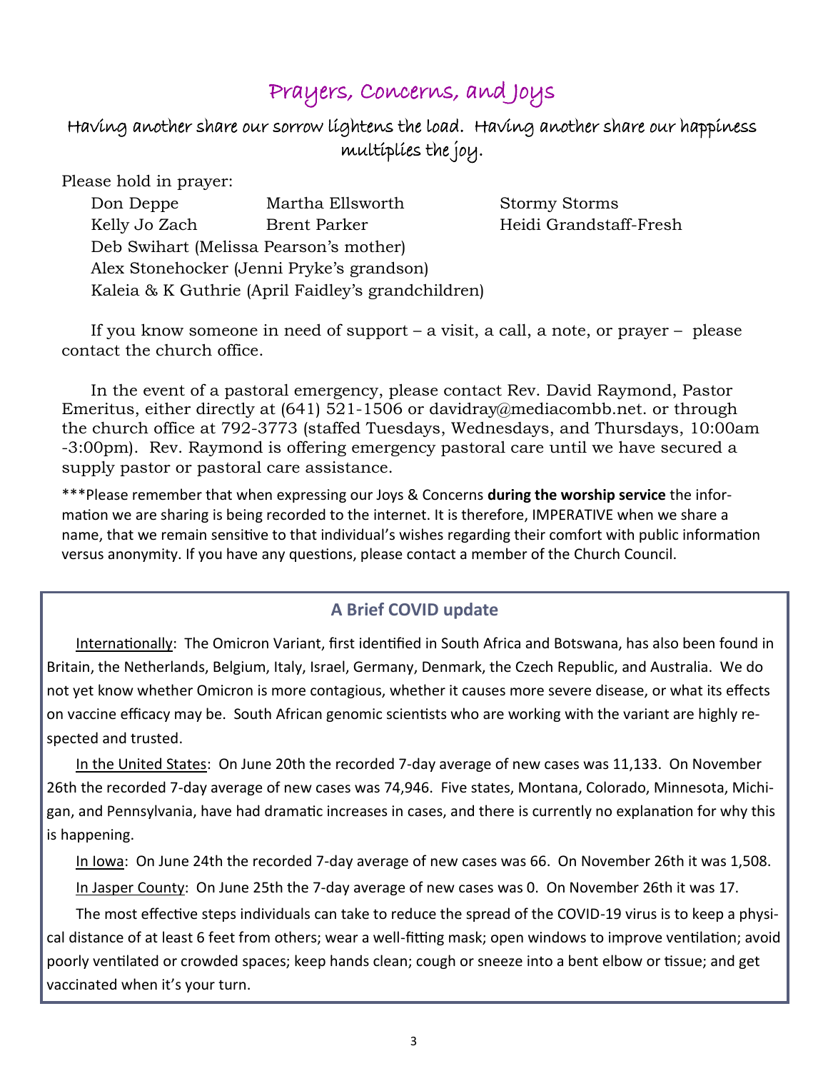# Prayers, Concerns, and Joys

### Having another share our sorrow lightens the load. Having another share our happiness multiplies the joy.

Please hold in prayer:

Don Deppe
Martha Ellsworth
Stormy Storms
Kelly Jo Zach
Brent Parker
Heidi Grandstaff-Fresh
Deb Swihart (Melissa Pearson's mother)
Alex Stonehocker (Jenni Pryke's grandson)
Kaleia & K Guthrie (April Faidley's grandchildren)

If you know someone in need of support – a visit, a call, a note, or prayer – please contact the church office.

In the event of a pastoral emergency, please contact Rev. David Raymond, Pastor Emeritus, either directly at (641) 521-1506 or davidray@mediacombb.net. or through the church office at 792-3773 (staffed Tuesdays, Wednesdays, and Thursdays, 10:00am -3:00pm). Rev. Raymond is offering emergency pastoral care until we have secured a supply pastor or pastoral care assistance.

***Please remember that when expressing our Joys & Concerns **during the worship service** the information we are sharing is being recorded to the internet. It is therefore, IMPERATIVE when we share a name, that we remain sensitive to that individual's wishes regarding their comfort with public information versus anonymity. If you have any questions, please contact a member of the Church Council.

## A Brief COVID update

Internationally: The Omicron Variant, first identified in South Africa and Botswana, has also been found in Britain, the Netherlands, Belgium, Italy, Israel, Germany, Denmark, the Czech Republic, and Australia. We do not yet know whether Omicron is more contagious, whether it causes more severe disease, or what its effects on vaccine efficacy may be. South African genomic scientists who are working with the variant are highly respected and trusted.

In the United States: On June 20th the recorded 7-day average of new cases was 11,133. On November 26th the recorded 7-day average of new cases was 74,946. Five states, Montana, Colorado, Minnesota, Michigan, and Pennsylvania, have had dramatic increases in cases, and there is currently no explanation for why this is happening.

In Iowa: On June 24th the recorded 7-day average of new cases was 66. On November 26th it was 1,508.

In Jasper County: On June 25th the 7-day average of new cases was 0. On November 26th it was 17.

The most effective steps individuals can take to reduce the spread of the COVID-19 virus is to keep a physical distance of at least 6 feet from others; wear a well-fitting mask; open windows to improve ventilation; avoid poorly ventilated or crowded spaces; keep hands clean; cough or sneeze into a bent elbow or tissue; and get vaccinated when it's your turn.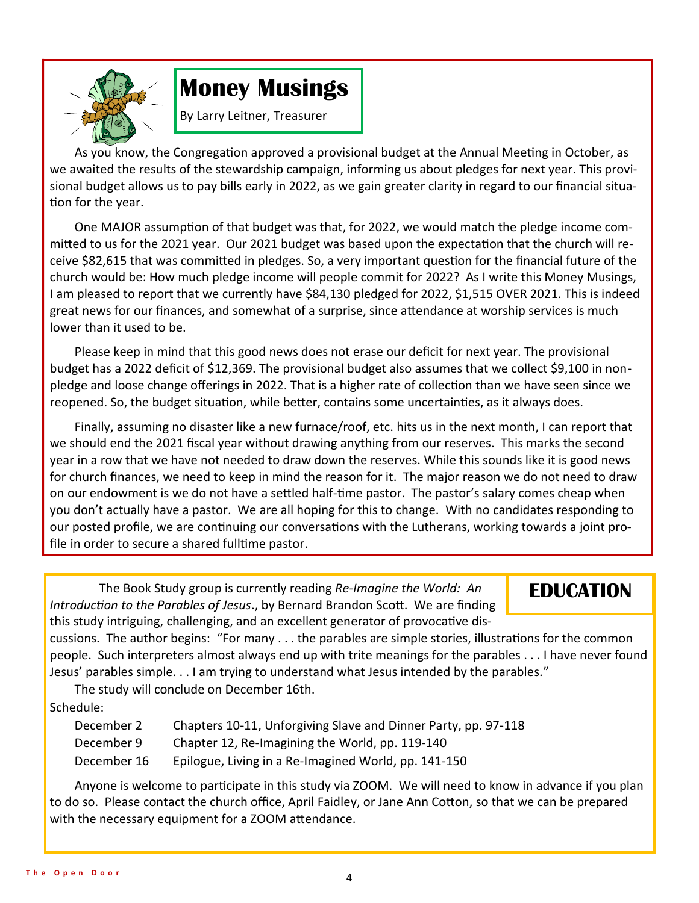## Money Musings

By Larry Leitner, Treasurer

As you know, the Congregation approved a provisional budget at the Annual Meeting in October, as we awaited the results of the stewardship campaign, informing us about pledges for next year. This provisional budget allows us to pay bills early in 2022, as we gain greater clarity in regard to our financial situation for the year.

One MAJOR assumption of that budget was that, for 2022, we would match the pledge income committed to us for the 2021 year. Our 2021 budget was based upon the expectation that the church will receive $82,615 that was committed in pledges. So, a very important question for the financial future of the church would be: How much pledge income will people commit for 2022? As I write this Money Musings, I am pleased to report that we currently have $84,130 pledged for 2022, $1,515 OVER 2021. This is indeed great news for our finances, and somewhat of a surprise, since attendance at worship services is much lower than it used to be.

Please keep in mind that this good news does not erase our deficit for next year. The provisional budget has a 2022 deficit of $12,369. The provisional budget also assumes that we collect $9,100 in non-pledge and loose change offerings in 2022. That is a higher rate of collection than we have seen since we reopened. So, the budget situation, while better, contains some uncertainties, as it always does.

Finally, assuming no disaster like a new furnace/roof, etc. hits us in the next month, I can report that we should end the 2021 fiscal year without drawing anything from our reserves. This marks the second year in a row that we have not needed to draw down the reserves. While this sounds like it is good news for church finances, we need to keep in mind the reason for it. The major reason we do not need to draw on our endowment is we do not have a settled half-time pastor. The pastor's salary comes cheap when you don't actually have a pastor. We are all hoping for this to change. With no candidates responding to our posted profile, we are continuing our conversations with the Lutherans, working towards a joint profile in order to secure a shared fulltime pastor.

## EDUCATION

The Book Study group is currently reading *Re-Imagine the World: An Introduction to the Parables of Jesus*., by Bernard Brandon Scott. We are finding this study intriguing, challenging, and an excellent generator of provocative discussions. The author begins: "For many . . . the parables are simple stories, illustrations for the common people. Such interpreters almost always end up with trite meanings for the parables . . . I have never found Jesus' parables simple. . . I am trying to understand what Jesus intended by the parables."

The study will conclude on December 16th.

Schedule:

| | |
|---|---|
| December 2 | Chapters 10-11, Unforgiving Slave and Dinner Party, pp. 97-118 |
| December 9 | Chapter 12, Re-Imagining the World, pp. 119-140 |
| December 16 | Epilogue, Living in a Re-Imagined World, pp. 141-150 |

Anyone is welcome to participate in this study via ZOOM. We will need to know in advance if you plan to do so. Please contact the church office, April Faidley, or Jane Ann Cotton, so that we can be prepared with the necessary equipment for a ZOOM attendance.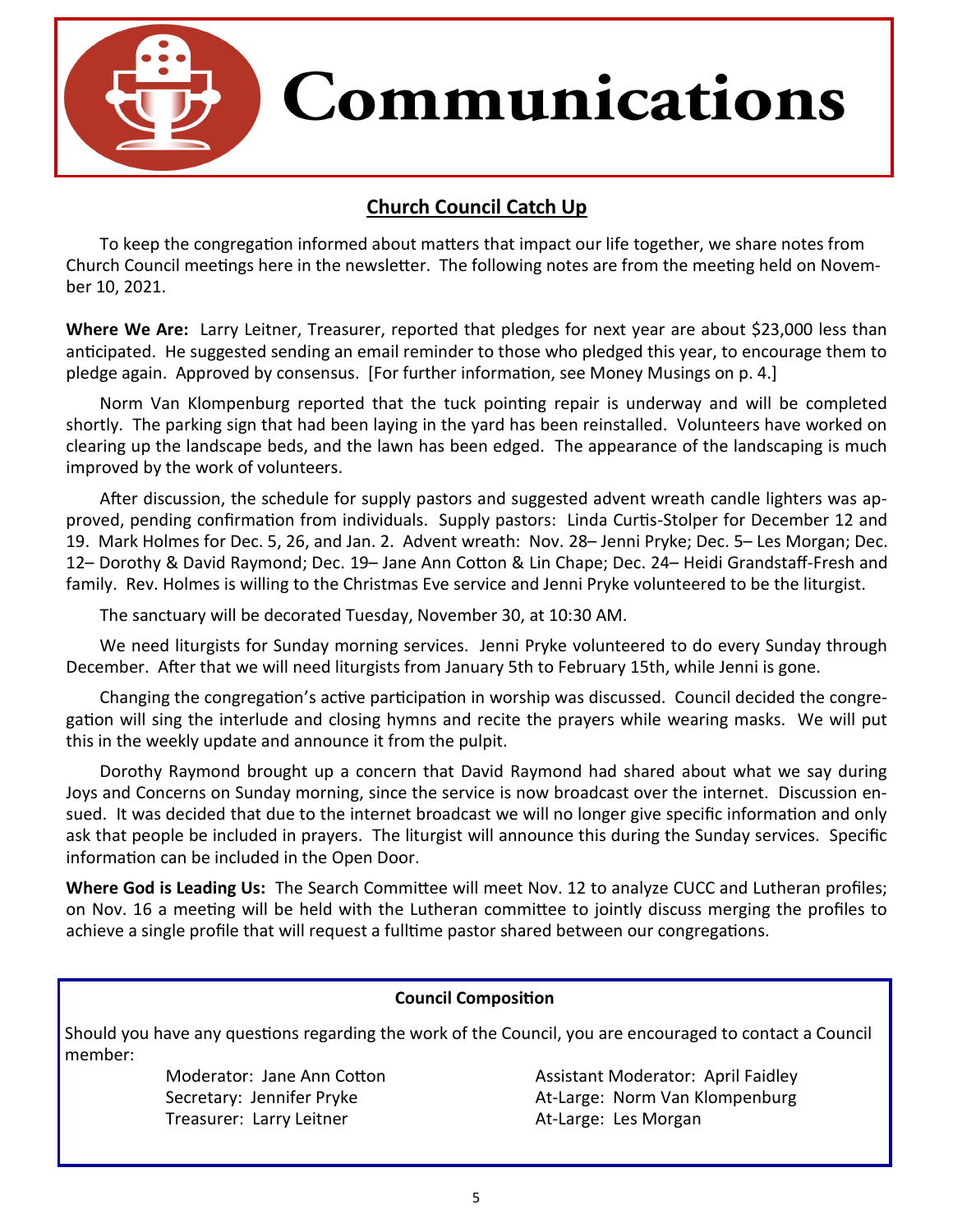# Communications

## Church Council Catch Up

To keep the congregation informed about matters that impact our life together, we share notes from Church Council meetings here in the newsletter. The following notes are from the meeting held on November 10, 2021.

**Where We Are:** Larry Leitner, Treasurer, reported that pledges for next year are about $23,000 less than anticipated. He suggested sending an email reminder to those who pledged this year, to encourage them to pledge again. Approved by consensus. [For further information, see Money Musings on p. 4.]

Norm Van Klompenburg reported that the tuck pointing repair is underway and will be completed shortly. The parking sign that had been laying in the yard has been reinstalled. Volunteers have worked on clearing up the landscape beds, and the lawn has been edged. The appearance of the landscaping is much improved by the work of volunteers.

After discussion, the schedule for supply pastors and suggested advent wreath candle lighters was approved, pending confirmation from individuals. Supply pastors: Linda Curtis-Stolper for December 12 and 19. Mark Holmes for Dec. 5, 26, and Jan. 2. Advent wreath: Nov. 28– Jenni Pryke; Dec. 5– Les Morgan; Dec. 12– Dorothy & David Raymond; Dec. 19– Jane Ann Cotton & Lin Chape; Dec. 24– Heidi Grandstaff-Fresh and family. Rev. Holmes is willing to the Christmas Eve service and Jenni Pryke volunteered to be the liturgist.

The sanctuary will be decorated Tuesday, November 30, at 10:30 AM.

We need liturgists for Sunday morning services. Jenni Pryke volunteered to do every Sunday through December. After that we will need liturgists from January 5th to February 15th, while Jenni is gone.

Changing the congregation's active participation in worship was discussed. Council decided the congregation will sing the interlude and closing hymns and recite the prayers while wearing masks. We will put this in the weekly update and announce it from the pulpit.

Dorothy Raymond brought up a concern that David Raymond had shared about what we say during Joys and Concerns on Sunday morning, since the service is now broadcast over the internet. Discussion ensued. It was decided that due to the internet broadcast we will no longer give specific information and only ask that people be included in prayers. The liturgist will announce this during the Sunday services. Specific information can be included in the Open Door.

**Where God is Leading Us:** The Search Committee will meet Nov. 12 to analyze CUCC and Lutheran profiles; on Nov. 16 a meeting will be held with the Lutheran committee to jointly discuss merging the profiles to achieve a single profile that will request a fulltime pastor shared between our congregations.

**Council Composition**

Should you have any questions regarding the work of the Council, you are encouraged to contact a Council member:

- Moderator: Jane Ann Cotton
- Secretary: Jennifer Pryke
- Treasurer: Larry Leitner
- Assistant Moderator: April Faidley
- At-Large: Norm Van Klompenburg
- At-Large: Les Morgan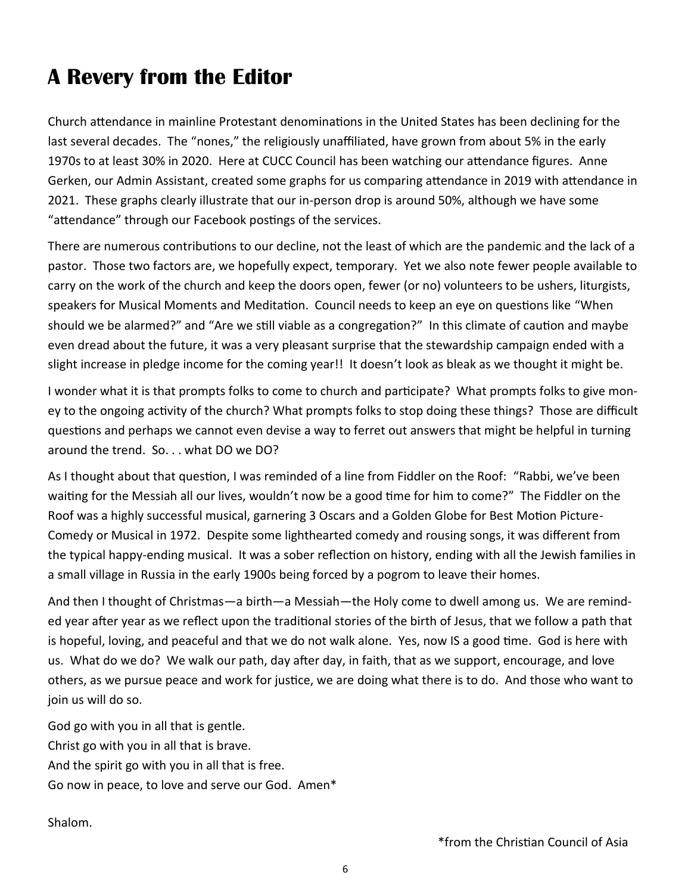# A Revery from the Editor

Church attendance in mainline Protestant denominations in the United States has been declining for the last several decades. The "nones," the religiously unaffiliated, have grown from about 5% in the early 1970s to at least 30% in 2020. Here at CUCC Council has been watching our attendance figures. Anne Gerken, our Admin Assistant, created some graphs for us comparing attendance in 2019 with attendance in 2021. These graphs clearly illustrate that our in-person drop is around 50%, although we have some "attendance" through our Facebook postings of the services.

There are numerous contributions to our decline, not the least of which are the pandemic and the lack of a pastor. Those two factors are, we hopefully expect, temporary. Yet we also note fewer people available to carry on the work of the church and keep the doors open, fewer (or no) volunteers to be ushers, liturgists, speakers for Musical Moments and Meditation. Council needs to keep an eye on questions like "When should we be alarmed?" and "Are we still viable as a congregation?" In this climate of caution and maybe even dread about the future, it was a very pleasant surprise that the stewardship campaign ended with a slight increase in pledge income for the coming year!! It doesn't look as bleak as we thought it might be.

I wonder what it is that prompts folks to come to church and participate? What prompts folks to give money to the ongoing activity of the church? What prompts folks to stop doing these things? Those are difficult questions and perhaps we cannot even devise a way to ferret out answers that might be helpful in turning around the trend. So. . . what DO we DO?

As I thought about that question, I was reminded of a line from Fiddler on the Roof: "Rabbi, we've been waiting for the Messiah all our lives, wouldn't now be a good time for him to come?" The Fiddler on the Roof was a highly successful musical, garnering 3 Oscars and a Golden Globe for Best Motion Picture-Comedy or Musical in 1972. Despite some lighthearted comedy and rousing songs, it was different from the typical happy-ending musical. It was a sober reflection on history, ending with all the Jewish families in a small village in Russia in the early 1900s being forced by a pogrom to leave their homes.

And then I thought of Christmas—a birth—a Messiah—the Holy come to dwell among us. We are reminded year after year as we reflect upon the traditional stories of the birth of Jesus, that we follow a path that is hopeful, loving, and peaceful and that we do not walk alone. Yes, now IS a good time. God is here with us. What do we do? We walk our path, day after day, in faith, that as we support, encourage, and love others, as we pursue peace and work for justice, we are doing what there is to do. And those who want to join us will do so.

God go with you in all that is gentle.
Christ go with you in all that is brave.
And the spirit go with you in all that is free.
Go now in peace, to love and serve our God. Amen*

Shalom.

*from the Christian Council of Asia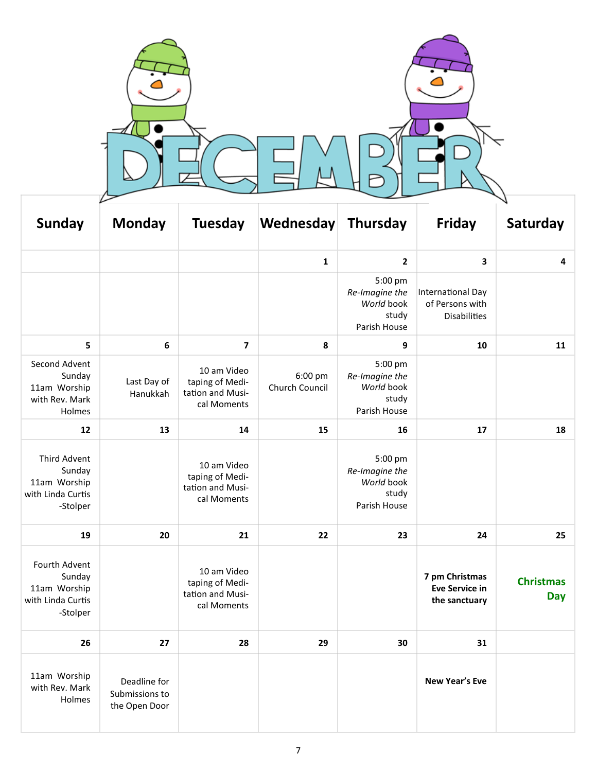# DECEMBER

| Sunday | Monday | Tuesday | Wednesday | Thursday | Friday | Saturday |
|---|---|---|---|---|---|---|
| | | | 1 | 2 | 3 | 4 |
| | | | | 5:00 pm *Re-Imagine the World* book study Parish House | International Day of Persons with Disabilities | |
| 5 | 6 | 7 | 8 | 9 | 10 | 11 |
| Second Advent Sunday 11am Worship with Rev. Mark Holmes | Last Day of Hanukkah | 10 am Video taping of Meditation and Musical Moments | 6:00 pm Church Council | 5:00 pm *Re-Imagine the World* book study Parish House | | |
| 12 | 13 | 14 | 15 | 16 | 17 | 18 |
| Third Advent Sunday 11am Worship with Linda Curtis-Stolper | | 10 am Video taping of Meditation and Musical Moments | | 5:00 pm *Re-Imagine the World* book study Parish House | | |
| 19 | 20 | 21 | 22 | 23 | 24 | 25 |
| Fourth Advent Sunday 11am Worship with Linda Curtis-Stolper | | 10 am Video taping of Meditation and Musical Moments | | | **7 pm Christmas Eve Service in the sanctuary** | **Christmas Day** |
| 26 | 27 | 28 | 29 | 30 | 31 | |
| 11am Worship with Rev. Mark Holmes | Deadline for Submissions to the Open Door | | | | **New Year's Eve** | |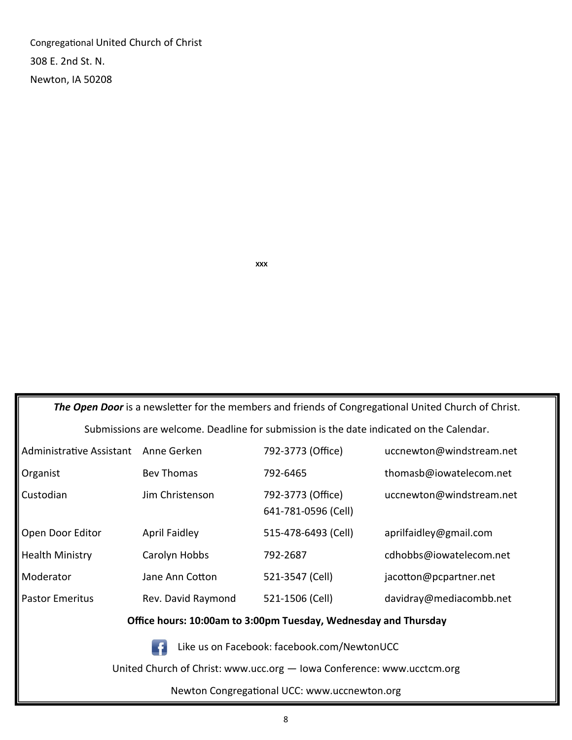Congregational United Church of Christ
308 E. 2nd St. N.
Newton, IA 50208

xxx

***The Open Door*** is a newsletter for the members and friends of Congregational United Church of Christ.

Submissions are welcome. Deadline for submission is the date indicated on the Calendar.

| | | | |
|---|---|---|---|
| Administrative Assistant | Anne Gerken | 792-3773 (Office) | uccnewton@windstream.net |
| Organist | Bev Thomas | 792-6465 | thomasb@iowatelecom.net |
| Custodian | Jim Christenson | 792-3773 (Office)<br>641-781-0596 (Cell) | uccnewton@windstream.net |
| Open Door Editor | April Faidley | 515-478-6493 (Cell) | aprilfaidley@gmail.com |
| Health Ministry | Carolyn Hobbs | 792-2687 | cdhobbs@iowatelecom.net |
| Moderator | Jane Ann Cotton | 521-3547 (Cell) | jacotton@pcpartner.net |
| Pastor Emeritus | Rev. David Raymond | 521-1506 (Cell) | davidray@mediacombb.net |

**Office hours: 10:00am to 3:00pm Tuesday, Wednesday and Thursday**

Like us on Facebook: facebook.com/NewtonUCC

United Church of Christ: www.ucc.org — Iowa Conference: www.ucctcm.org

Newton Congregational UCC: www.uccnewton.org